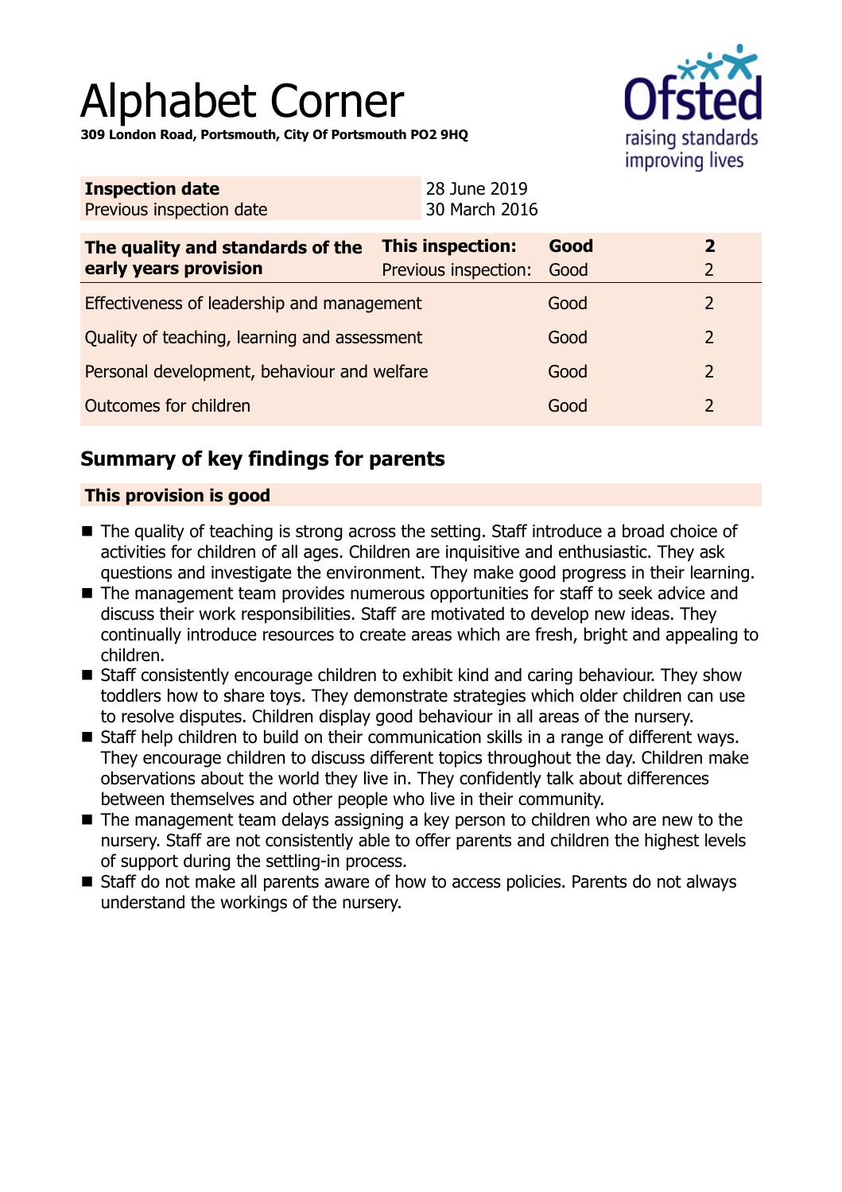# Alphabet Corner

**309 London Road, Portsmouth, City Of Portsmouth PO2 9HQ**

| **Inspection date** | 28 June 2019 |
|---|---|
| Previous inspection date | 30 March 2016 |

| **The quality and standards of the early years provision** | **This inspection:** | **Good** | **2** |
|---|---|---|---|
| | Previous inspection: | Good | 2 |
| Effectiveness of leadership and management | | Good | 2 |
| Quality of teaching, learning and assessment | | Good | 2 |
| Personal development, behaviour and welfare | | Good | 2 |
| Outcomes for children | | Good | 2 |

## Summary of key findings for parents

### This provision is good

- The quality of teaching is strong across the setting. Staff introduce a broad choice of activities for children of all ages. Children are inquisitive and enthusiastic. They ask questions and investigate the environment. They make good progress in their learning.
- The management team provides numerous opportunities for staff to seek advice and discuss their work responsibilities. Staff are motivated to develop new ideas. They continually introduce resources to create areas which are fresh, bright and appealing to children.
- Staff consistently encourage children to exhibit kind and caring behaviour. They show toddlers how to share toys. They demonstrate strategies which older children can use to resolve disputes. Children display good behaviour in all areas of the nursery.
- Staff help children to build on their communication skills in a range of different ways. They encourage children to discuss different topics throughout the day. Children make observations about the world they live in. They confidently talk about differences between themselves and other people who live in their community.
- The management team delays assigning a key person to children who are new to the nursery. Staff are not consistently able to offer parents and children the highest levels of support during the settling-in process.
- Staff do not make all parents aware of how to access policies. Parents do not always understand the workings of the nursery.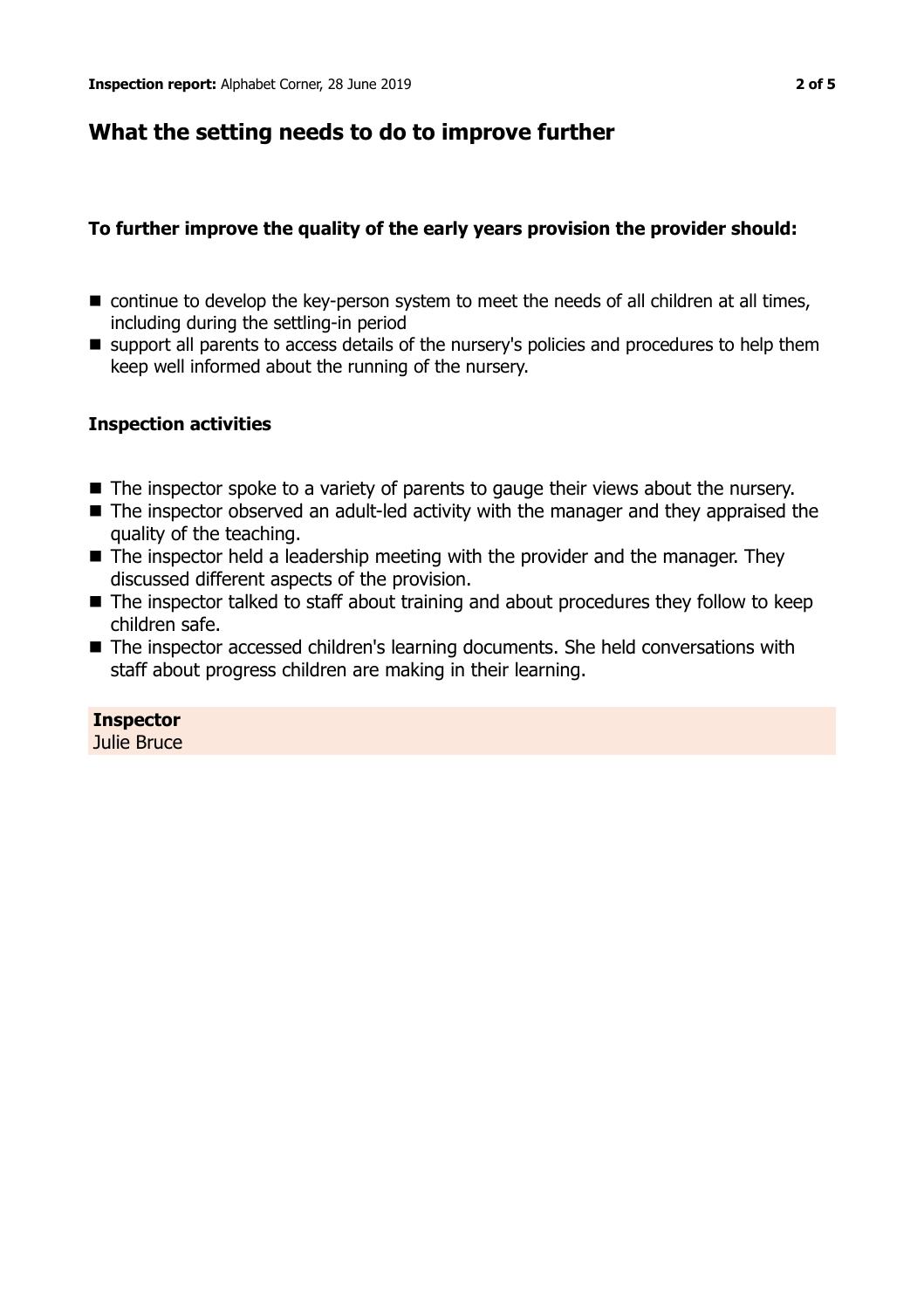## What the setting needs to do to improve further

### To further improve the quality of the early years provision the provider should:

- continue to develop the key-person system to meet the needs of all children at all times, including during the settling-in period
- support all parents to access details of the nursery's policies and procedures to help them keep well informed about the running of the nursery.

### Inspection activities

- The inspector spoke to a variety of parents to gauge their views about the nursery.
- The inspector observed an adult-led activity with the manager and they appraised the quality of the teaching.
- The inspector held a leadership meeting with the provider and the manager. They discussed different aspects of the provision.
- The inspector talked to staff about training and about procedures they follow to keep children safe.
- The inspector accessed children's learning documents. She held conversations with staff about progress children are making in their learning.

**Inspector**
Julie Bruce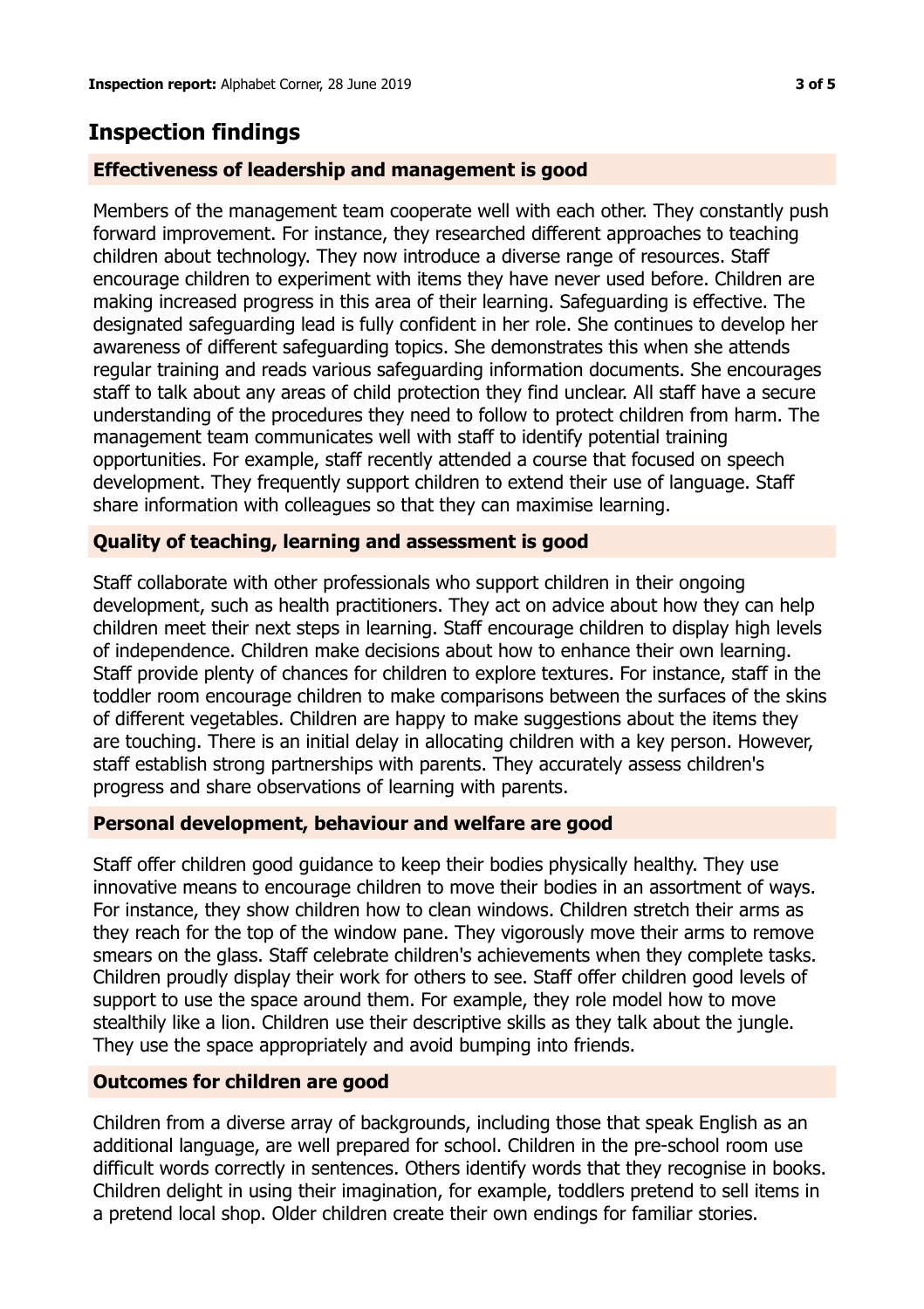## Inspection findings

### Effectiveness of leadership and management is good

Members of the management team cooperate well with each other. They constantly push forward improvement. For instance, they researched different approaches to teaching children about technology. They now introduce a diverse range of resources. Staff encourage children to experiment with items they have never used before. Children are making increased progress in this area of their learning. Safeguarding is effective. The designated safeguarding lead is fully confident in her role. She continues to develop her awareness of different safeguarding topics. She demonstrates this when she attends regular training and reads various safeguarding information documents. She encourages staff to talk about any areas of child protection they find unclear. All staff have a secure understanding of the procedures they need to follow to protect children from harm. The management team communicates well with staff to identify potential training opportunities. For example, staff recently attended a course that focused on speech development. They frequently support children to extend their use of language. Staff share information with colleagues so that they can maximise learning.

### Quality of teaching, learning and assessment is good

Staff collaborate with other professionals who support children in their ongoing development, such as health practitioners. They act on advice about how they can help children meet their next steps in learning. Staff encourage children to display high levels of independence. Children make decisions about how to enhance their own learning. Staff provide plenty of chances for children to explore textures. For instance, staff in the toddler room encourage children to make comparisons between the surfaces of the skins of different vegetables. Children are happy to make suggestions about the items they are touching. There is an initial delay in allocating children with a key person. However, staff establish strong partnerships with parents. They accurately assess children's progress and share observations of learning with parents.

### Personal development, behaviour and welfare are good

Staff offer children good guidance to keep their bodies physically healthy. They use innovative means to encourage children to move their bodies in an assortment of ways. For instance, they show children how to clean windows. Children stretch their arms as they reach for the top of the window pane. They vigorously move their arms to remove smears on the glass. Staff celebrate children's achievements when they complete tasks. Children proudly display their work for others to see. Staff offer children good levels of support to use the space around them. For example, they role model how to move stealthily like a lion. Children use their descriptive skills as they talk about the jungle. They use the space appropriately and avoid bumping into friends.

### Outcomes for children are good

Children from a diverse array of backgrounds, including those that speak English as an additional language, are well prepared for school. Children in the pre-school room use difficult words correctly in sentences. Others identify words that they recognise in books. Children delight in using their imagination, for example, toddlers pretend to sell items in a pretend local shop. Older children create their own endings for familiar stories.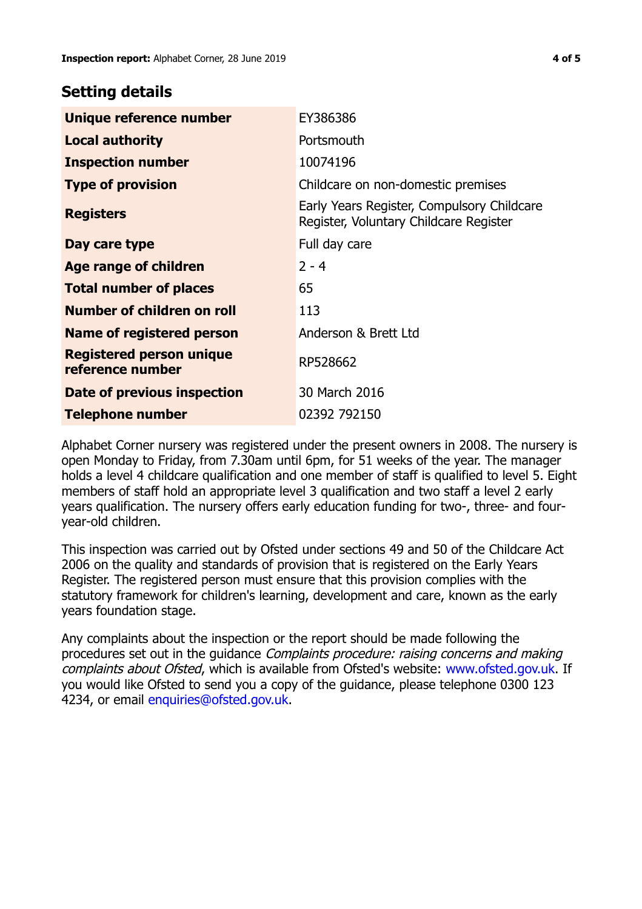## Setting details

| | |
|---|---|
| **Unique reference number** | EY386386 |
| **Local authority** | Portsmouth |
| **Inspection number** | 10074196 |
| **Type of provision** | Childcare on non-domestic premises |
| **Registers** | Early Years Register, Compulsory Childcare Register, Voluntary Childcare Register |
| **Day care type** | Full day care |
| **Age range of children** | 2 - 4 |
| **Total number of places** | 65 |
| **Number of children on roll** | 113 |
| **Name of registered person** | Anderson & Brett Ltd |
| **Registered person unique reference number** | RP528662 |
| **Date of previous inspection** | 30 March 2016 |
| **Telephone number** | 02392 792150 |

Alphabet Corner nursery was registered under the present owners in 2008. The nursery is open Monday to Friday, from 7.30am until 6pm, for 51 weeks of the year. The manager holds a level 4 childcare qualification and one member of staff is qualified to level 5. Eight members of staff hold an appropriate level 3 qualification and two staff a level 2 early years qualification. The nursery offers early education funding for two-, three- and four-year-old children.

This inspection was carried out by Ofsted under sections 49 and 50 of the Childcare Act 2006 on the quality and standards of provision that is registered on the Early Years Register. The registered person must ensure that this provision complies with the statutory framework for children's learning, development and care, known as the early years foundation stage.

Any complaints about the inspection or the report should be made following the procedures set out in the guidance *Complaints procedure: raising concerns and making complaints about Ofsted*, which is available from Ofsted's website: www.ofsted.gov.uk. If you would like Ofsted to send you a copy of the guidance, please telephone 0300 123 4234, or email enquiries@ofsted.gov.uk.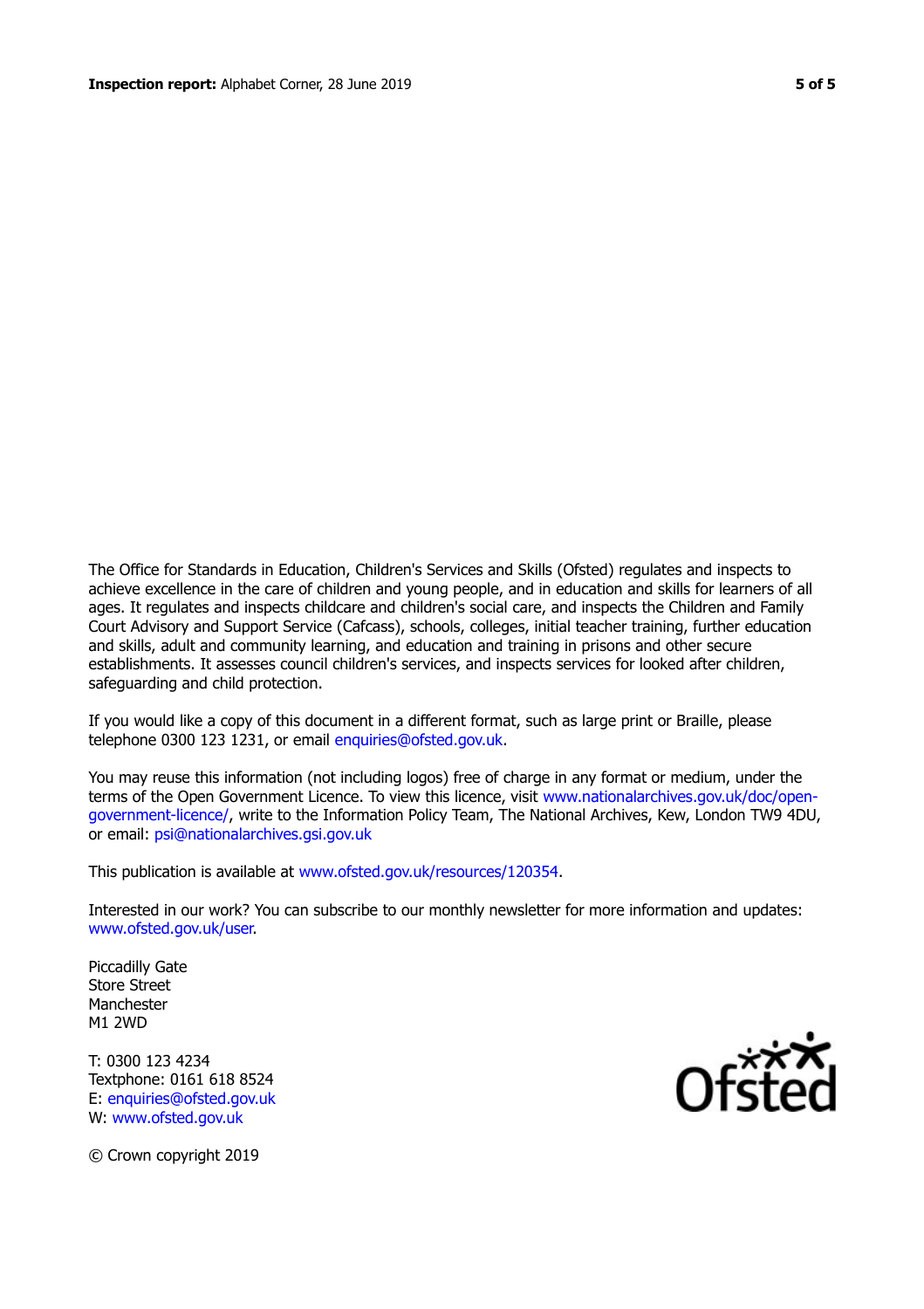The Office for Standards in Education, Children's Services and Skills (Ofsted) regulates and inspects to achieve excellence in the care of children and young people, and in education and skills for learners of all ages. It regulates and inspects childcare and children's social care, and inspects the Children and Family Court Advisory and Support Service (Cafcass), schools, colleges, initial teacher training, further education and skills, adult and community learning, and education and training in prisons and other secure establishments. It assesses council children's services, and inspects services for looked after children, safeguarding and child protection.

If you would like a copy of this document in a different format, such as large print or Braille, please telephone 0300 123 1231, or email enquiries@ofsted.gov.uk.

You may reuse this information (not including logos) free of charge in any format or medium, under the terms of the Open Government Licence. To view this licence, visit www.nationalarchives.gov.uk/doc/open-government-licence/, write to the Information Policy Team, The National Archives, Kew, London TW9 4DU, or email: psi@nationalarchives.gsi.gov.uk

This publication is available at www.ofsted.gov.uk/resources/120354.

Interested in our work? You can subscribe to our monthly newsletter for more information and updates: www.ofsted.gov.uk/user.

Piccadilly Gate
Store Street
Manchester
M1 2WD

T: 0300 123 4234
Textphone: 0161 618 8524
E: enquiries@ofsted.gov.uk
W: www.ofsted.gov.uk

© Crown copyright 2019